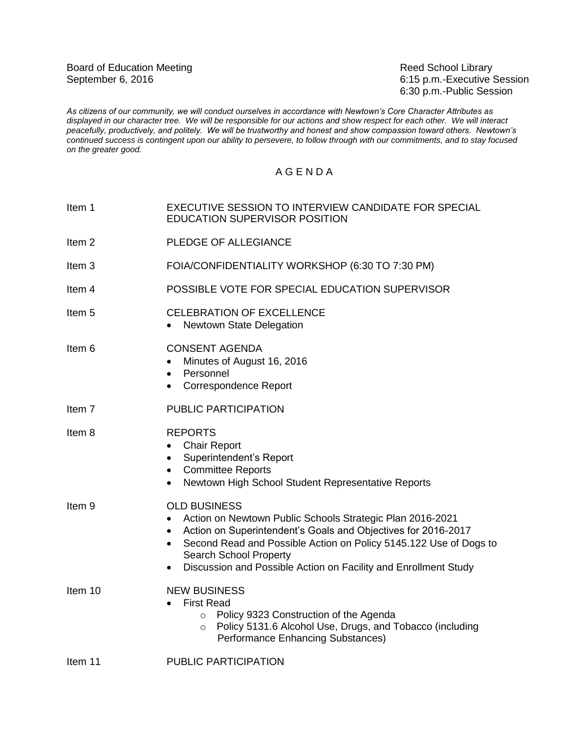Board of Education Meeting
September 6, 2016

Reed School Library
6:15 p.m.-Executive Session
6:30 p.m.-Public Session

*As citizens of our community, we will conduct ourselves in accordance with Newtown's Core Character Attributes as displayed in our character tree. We will be responsible for our actions and show respect for each other. We will interact peacefully, productively, and politely. We will be trustworthy and honest and show compassion toward others. Newtown's continued success is contingent upon our ability to persevere, to follow through with our commitments, and to stay focused on the greater good.*

# A G E N D A

Item 1 EXECUTIVE SESSION TO INTERVIEW CANDIDATE FOR SPECIAL EDUCATION SUPERVISOR POSITION

Item 2 PLEDGE OF ALLEGIANCE

Item 3 FOIA/CONFIDENTIALITY WORKSHOP (6:30 TO 7:30 PM)

Item 4 POSSIBLE VOTE FOR SPECIAL EDUCATION SUPERVISOR

Item 5 CELEBRATION OF EXCELLENCE

- Newtown State Delegation

Item 6 CONSENT AGENDA

- Minutes of August 16, 2016
- Personnel
- Correspondence Report

Item 7 PUBLIC PARTICIPATION

Item 8 REPORTS

- Chair Report
- Superintendent's Report
- Committee Reports
- Newtown High School Student Representative Reports

Item 9 OLD BUSINESS

- Action on Newtown Public Schools Strategic Plan 2016-2021
- Action on Superintendent's Goals and Objectives for 2016-2017
- Second Read and Possible Action on Policy 5145.122 Use of Dogs to Search School Property
- Discussion and Possible Action on Facility and Enrollment Study

Item 10 NEW BUSINESS

- First Read
  - Policy 9323 Construction of the Agenda
  - Policy 5131.6 Alcohol Use, Drugs, and Tobacco (including Performance Enhancing Substances)

Item 11 PUBLIC PARTICIPATION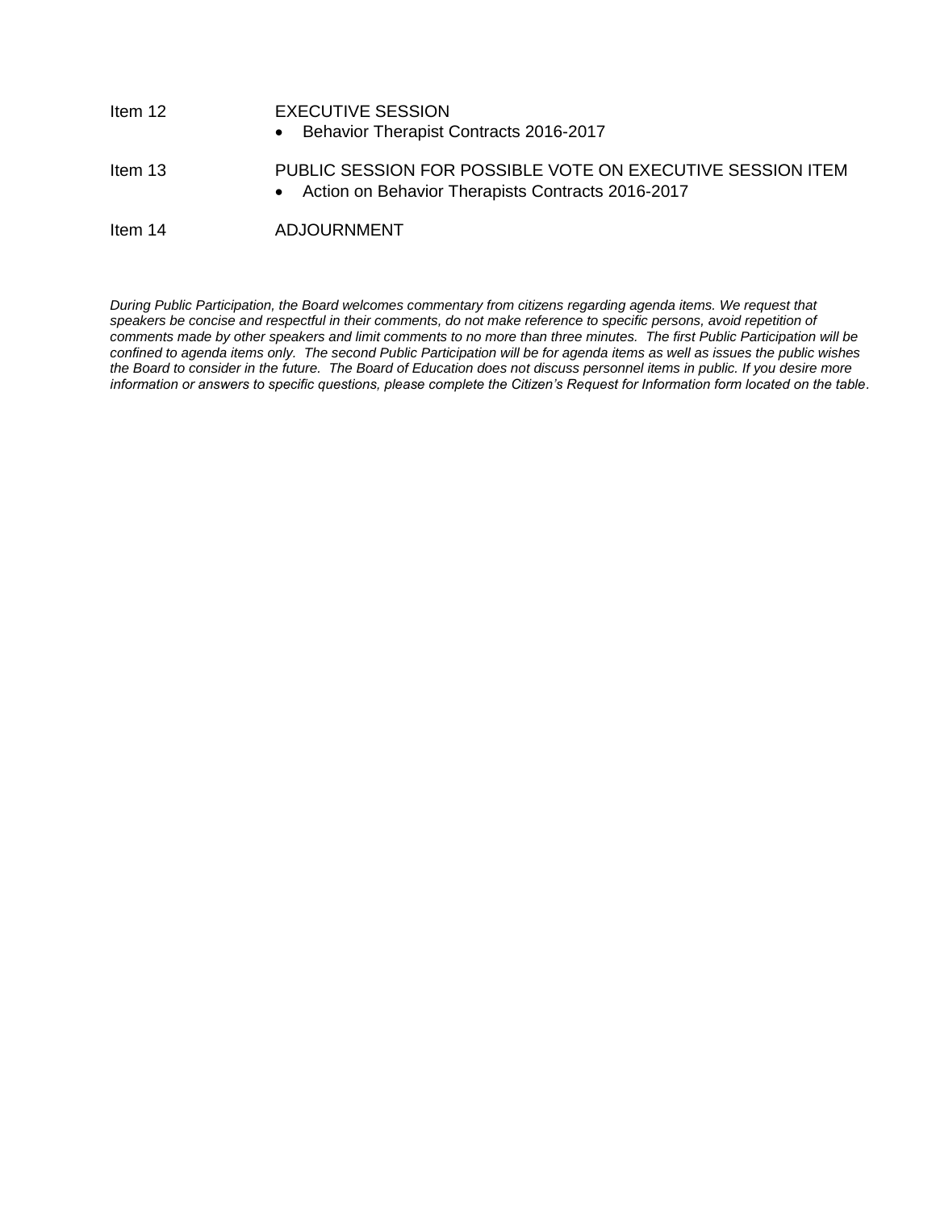Item 12 EXECUTIVE SESSION

- Behavior Therapist Contracts 2016-2017

Item 13 PUBLIC SESSION FOR POSSIBLE VOTE ON EXECUTIVE SESSION ITEM

- Action on Behavior Therapists Contracts 2016-2017

Item 14 ADJOURNMENT

*During Public Participation, the Board welcomes commentary from citizens regarding agenda items. We request that speakers be concise and respectful in their comments, do not make reference to specific persons, avoid repetition of comments made by other speakers and limit comments to no more than three minutes. The first Public Participation will be confined to agenda items only. The second Public Participation will be for agenda items as well as issues the public wishes the Board to consider in the future. The Board of Education does not discuss personnel items in public. If you desire more information or answers to specific questions, please complete the Citizen's Request for Information form located on the table.*